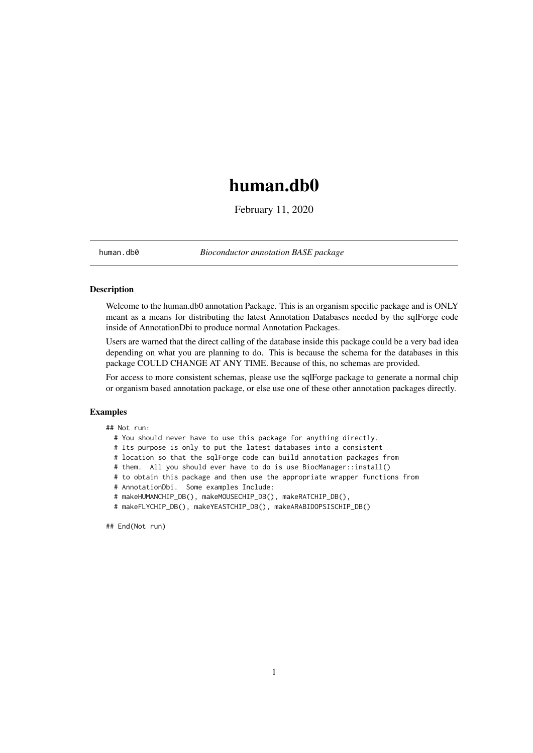# human.db0

February 11, 2020

human.db0 *Bioconductor annotation BASE package*

### Description

Welcome to the human.db0 annotation Package. This is an organism specific package and is ONLY meant as a means for distributing the latest Annotation Databases needed by the sqlForge code inside of AnnotationDbi to produce normal Annotation Packages.

Users are warned that the direct calling of the database inside this package could be a very bad idea depending on what you are planning to do. This is because the schema for the databases in this package COULD CHANGE AT ANY TIME. Because of this, no schemas are provided.

For access to more consistent schemas, please use the sqlForge package to generate a normal chip or organism based annotation package, or else use one of these other annotation packages directly.

### Examples

```
## Not run:
  # You should never have to use this package for anything directly.
  # Its purpose is only to put the latest databases into a consistent
  # location so that the sqlForge code can build annotation packages from
  # them.  All you should ever have to do is use BiocManager::install()
  # to obtain this package and then use the appropriate wrapper functions from
  # AnnotationDbi.  Some examples Include:
  # makeHUMANCHIP_DB(), makeMOUSECHIP_DB(), makeRATCHIP_DB(),
  # makeFLYCHIP_DB(), makeYEASTCHIP_DB(), makeARABIDOPSISCHIP_DB()

## End(Not run)
```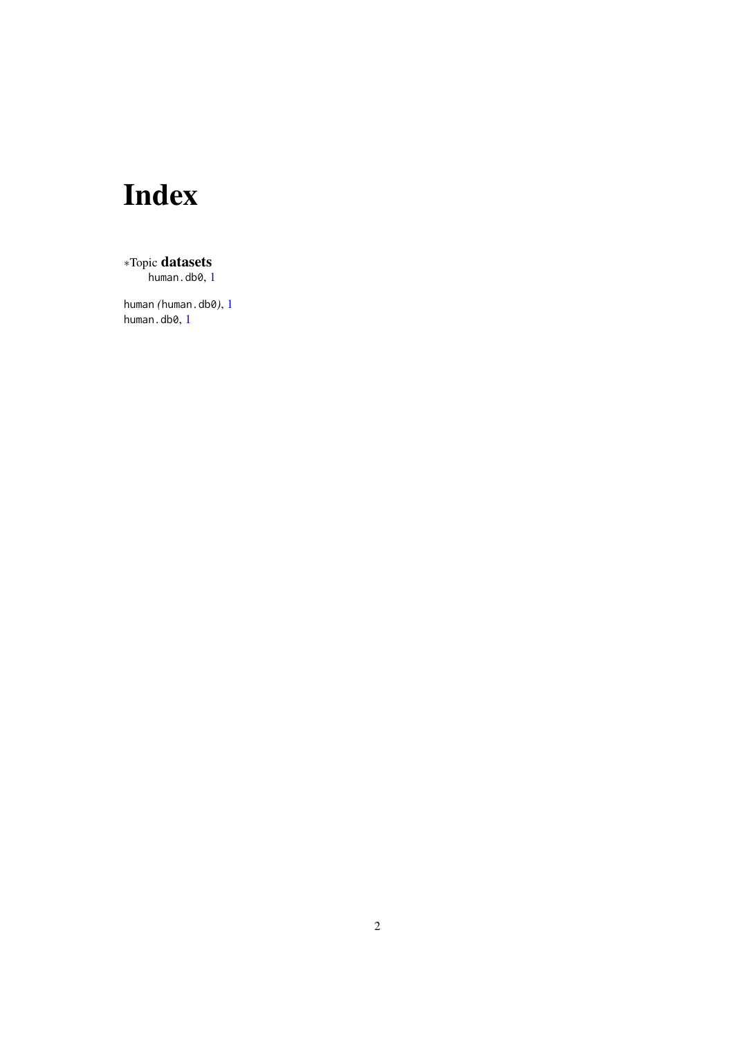# Index

*Topic **datasets**
  `human.db0`, 1

`human` *(*`human.db0`*)*, 1
`human.db0`, 1